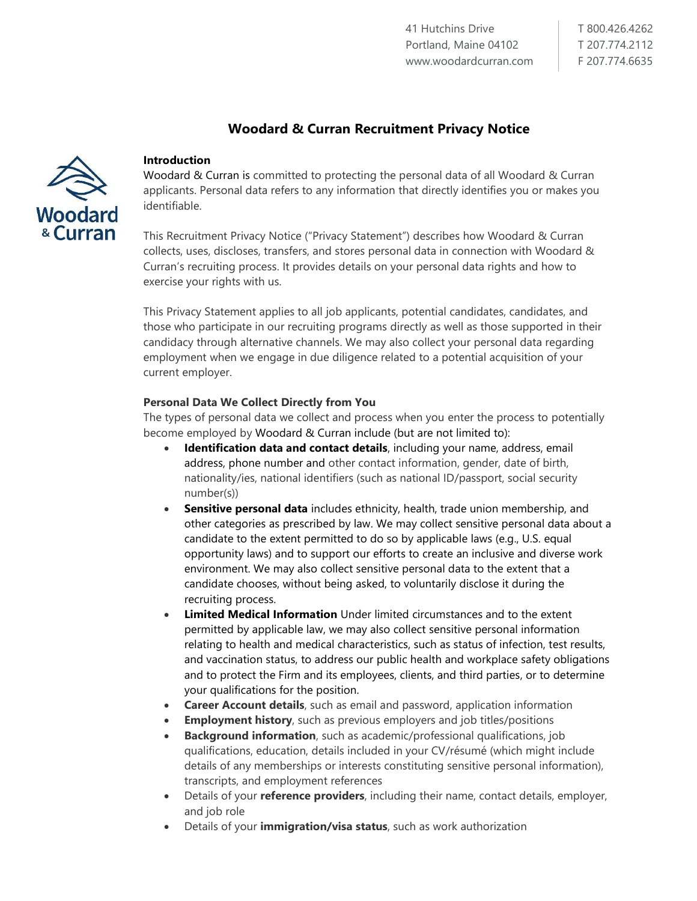41 Hutchins Drive
Portland, Maine 04102
www.woodardcurran.com

T 800.426.4262
T 207.774.2112
F 207.774.6635

# Woodard & Curran Recruitment Privacy Notice

**Introduction**

Woodard & Curran is committed to protecting the personal data of all Woodard & Curran applicants. Personal data refers to any information that directly identifies you or makes you identifiable.

This Recruitment Privacy Notice ("Privacy Statement") describes how Woodard & Curran collects, uses, discloses, transfers, and stores personal data in connection with Woodard & Curran's recruiting process. It provides details on your personal data rights and how to exercise your rights with us.

This Privacy Statement applies to all job applicants, potential candidates, candidates, and those who participate in our recruiting programs directly as well as those supported in their candidacy through alternative channels. We may also collect your personal data regarding employment when we engage in due diligence related to a potential acquisition of your current employer.

**Personal Data We Collect Directly from You**

The types of personal data we collect and process when you enter the process to potentially become employed by Woodard & Curran include (but are not limited to):

- **Identification data and contact details**, including your name, address, email address, phone number and other contact information, gender, date of birth, nationality/ies, national identifiers (such as national ID/passport, social security number(s))
- **Sensitive personal data** includes ethnicity, health, trade union membership, and other categories as prescribed by law. We may collect sensitive personal data about a candidate to the extent permitted to do so by applicable laws (e.g., U.S. equal opportunity laws) and to support our efforts to create an inclusive and diverse work environment. We may also collect sensitive personal data to the extent that a candidate chooses, without being asked, to voluntarily disclose it during the recruiting process.
- **Limited Medical Information** Under limited circumstances and to the extent permitted by applicable law, we may also collect sensitive personal information relating to health and medical characteristics, such as status of infection, test results, and vaccination status, to address our public health and workplace safety obligations and to protect the Firm and its employees, clients, and third parties, or to determine your qualifications for the position.
- **Career Account details**, such as email and password, application information
- **Employment history**, such as previous employers and job titles/positions
- **Background information**, such as academic/professional qualifications, job qualifications, education, details included in your CV/résumé (which might include details of any memberships or interests constituting sensitive personal information), transcripts, and employment references
- Details of your **reference providers**, including their name, contact details, employer, and job role
- Details of your **immigration/visa status**, such as work authorization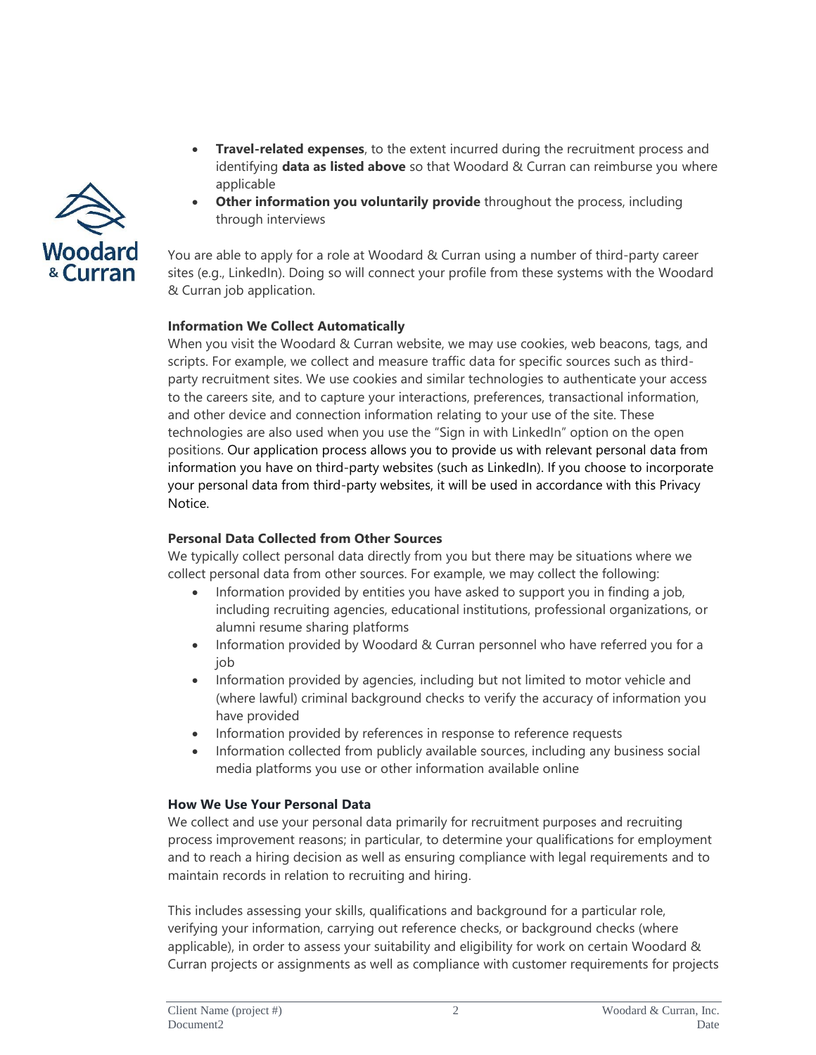- **Travel-related expenses**, to the extent incurred during the recruitment process and identifying **data as listed above** so that Woodard & Curran can reimburse you where applicable
- **Other information you voluntarily provide** throughout the process, including through interviews

You are able to apply for a role at Woodard & Curran using a number of third-party career sites (e.g., LinkedIn). Doing so will connect your profile from these systems with the Woodard & Curran job application.

**Information We Collect Automatically**

When you visit the Woodard & Curran website, we may use cookies, web beacons, tags, and scripts. For example, we collect and measure traffic data for specific sources such as third-party recruitment sites. We use cookies and similar technologies to authenticate your access to the careers site, and to capture your interactions, preferences, transactional information, and other device and connection information relating to your use of the site. These technologies are also used when you use the "Sign in with LinkedIn" option on the open positions. Our application process allows you to provide us with relevant personal data from information you have on third-party websites (such as LinkedIn). If you choose to incorporate your personal data from third-party websites, it will be used in accordance with this Privacy Notice.

**Personal Data Collected from Other Sources**

We typically collect personal data directly from you but there may be situations where we collect personal data from other sources. For example, we may collect the following:

- Information provided by entities you have asked to support you in finding a job, including recruiting agencies, educational institutions, professional organizations, or alumni resume sharing platforms
- Information provided by Woodard & Curran personnel who have referred you for a job
- Information provided by agencies, including but not limited to motor vehicle and (where lawful) criminal background checks to verify the accuracy of information you have provided
- Information provided by references in response to reference requests
- Information collected from publicly available sources, including any business social media platforms you use or other information available online

**How We Use Your Personal Data**

We collect and use your personal data primarily for recruitment purposes and recruiting process improvement reasons; in particular, to determine your qualifications for employment and to reach a hiring decision as well as ensuring compliance with legal requirements and to maintain records in relation to recruiting and hiring.

This includes assessing your skills, qualifications and background for a particular role, verifying your information, carrying out reference checks, or background checks (where applicable), in order to assess your suitability and eligibility for work on certain Woodard & Curran projects or assignments as well as compliance with customer requirements for projects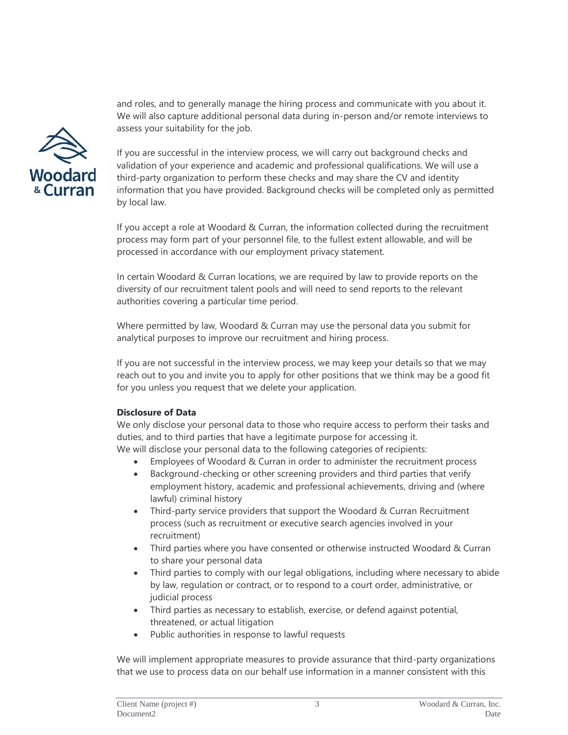and roles, and to generally manage the hiring process and communicate with you about it. We will also capture additional personal data during in-person and/or remote interviews to assess your suitability for the job.

If you are successful in the interview process, we will carry out background checks and validation of your experience and academic and professional qualifications. We will use a third-party organization to perform these checks and may share the CV and identity information that you have provided. Background checks will be completed only as permitted by local law.

If you accept a role at Woodard & Curran, the information collected during the recruitment process may form part of your personnel file, to the fullest extent allowable, and will be processed in accordance with our employment privacy statement.

In certain Woodard & Curran locations, we are required by law to provide reports on the diversity of our recruitment talent pools and will need to send reports to the relevant authorities covering a particular time period.

Where permitted by law, Woodard & Curran may use the personal data you submit for analytical purposes to improve our recruitment and hiring process.

If you are not successful in the interview process, we may keep your details so that we may reach out to you and invite you to apply for other positions that we think may be a good fit for you unless you request that we delete your application.

**Disclosure of Data**

We only disclose your personal data to those who require access to perform their tasks and duties, and to third parties that have a legitimate purpose for accessing it.
We will disclose your personal data to the following categories of recipients:

- Employees of Woodard & Curran in order to administer the recruitment process
- Background-checking or other screening providers and third parties that verify employment history, academic and professional achievements, driving and (where lawful) criminal history
- Third-party service providers that support the Woodard & Curran Recruitment process (such as recruitment or executive search agencies involved in your recruitment)
- Third parties where you have consented or otherwise instructed Woodard & Curran to share your personal data
- Third parties to comply with our legal obligations, including where necessary to abide by law, regulation or contract, or to respond to a court order, administrative, or judicial process
- Third parties as necessary to establish, exercise, or defend against potential, threatened, or actual litigation
- Public authorities in response to lawful requests

We will implement appropriate measures to provide assurance that third-party organizations that we use to process data on our behalf use information in a manner consistent with this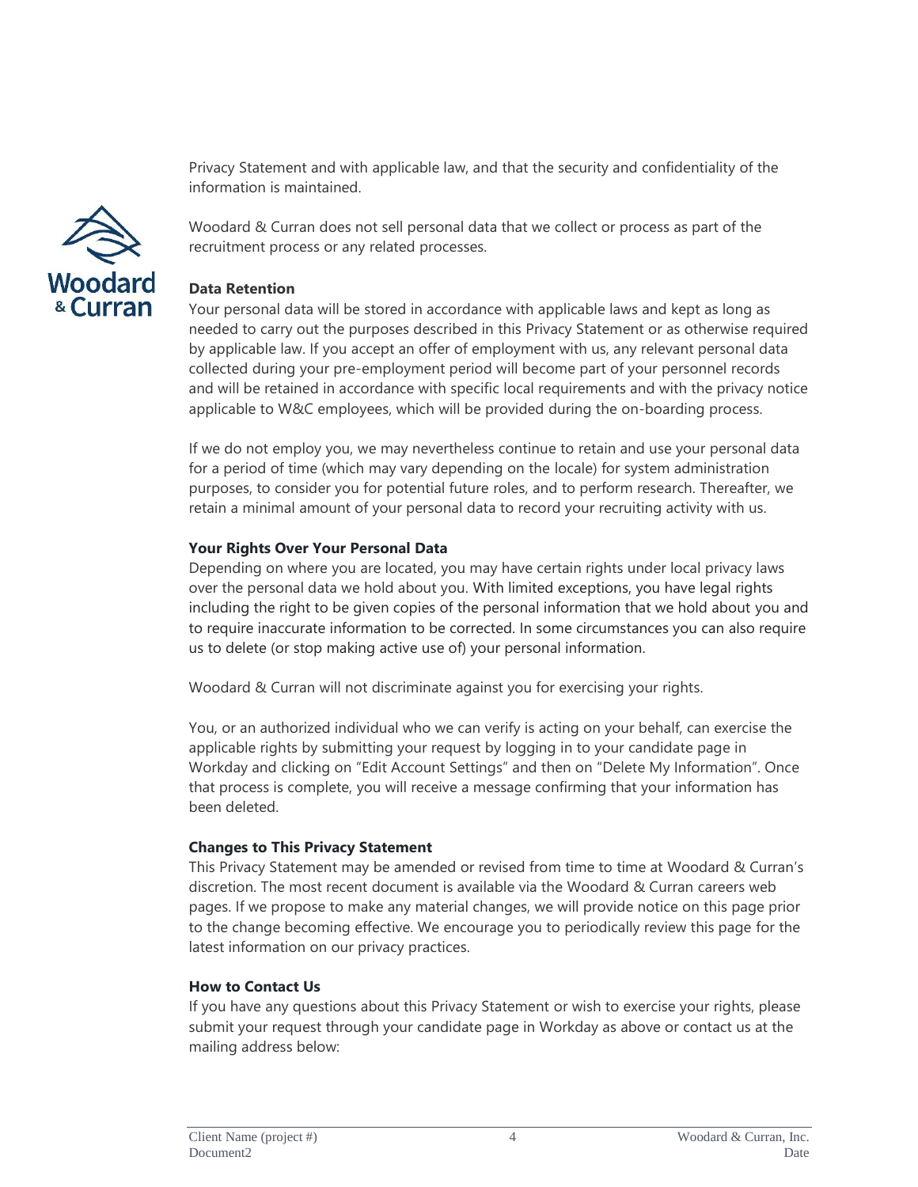Privacy Statement and with applicable law, and that the security and confidentiality of the information is maintained.

Woodard & Curran does not sell personal data that we collect or process as part of the recruitment process or any related processes.

**Data Retention**

Your personal data will be stored in accordance with applicable laws and kept as long as needed to carry out the purposes described in this Privacy Statement or as otherwise required by applicable law. If you accept an offer of employment with us, any relevant personal data collected during your pre-employment period will become part of your personnel records and will be retained in accordance with specific local requirements and with the privacy notice applicable to W&C employees, which will be provided during the on-boarding process.

If we do not employ you, we may nevertheless continue to retain and use your personal data for a period of time (which may vary depending on the locale) for system administration purposes, to consider you for potential future roles, and to perform research. Thereafter, we retain a minimal amount of your personal data to record your recruiting activity with us.

**Your Rights Over Your Personal Data**

Depending on where you are located, you may have certain rights under local privacy laws over the personal data we hold about you. With limited exceptions, you have legal rights including the right to be given copies of the personal information that we hold about you and to require inaccurate information to be corrected. In some circumstances you can also require us to delete (or stop making active use of) your personal information.

Woodard & Curran will not discriminate against you for exercising your rights.

You, or an authorized individual who we can verify is acting on your behalf, can exercise the applicable rights by submitting your request by logging in to your candidate page in Workday and clicking on "Edit Account Settings" and then on "Delete My Information". Once that process is complete, you will receive a message confirming that your information has been deleted.

**Changes to This Privacy Statement**

This Privacy Statement may be amended or revised from time to time at Woodard & Curran's discretion. The most recent document is available via the Woodard & Curran careers web pages. If we propose to make any material changes, we will provide notice on this page prior to the change becoming effective. We encourage you to periodically review this page for the latest information on our privacy practices.

**How to Contact Us**

If you have any questions about this Privacy Statement or wish to exercise your rights, please submit your request through your candidate page in Workday as above or contact us at the mailing address below: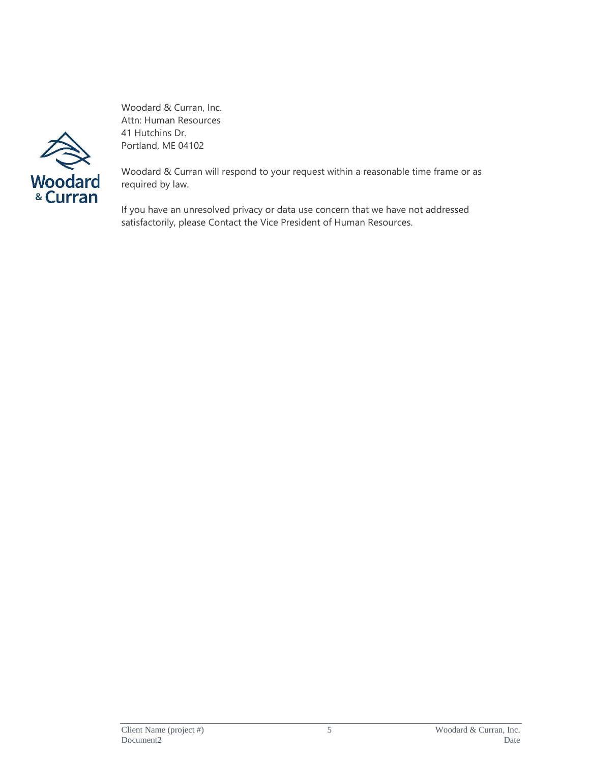Woodard & Curran, Inc.
Attn: Human Resources
41 Hutchins Dr.
Portland, ME 04102

Woodard & Curran will respond to your request within a reasonable time frame or as required by law.

If you have an unresolved privacy or data use concern that we have not addressed satisfactorily, please Contact the Vice President of Human Resources.